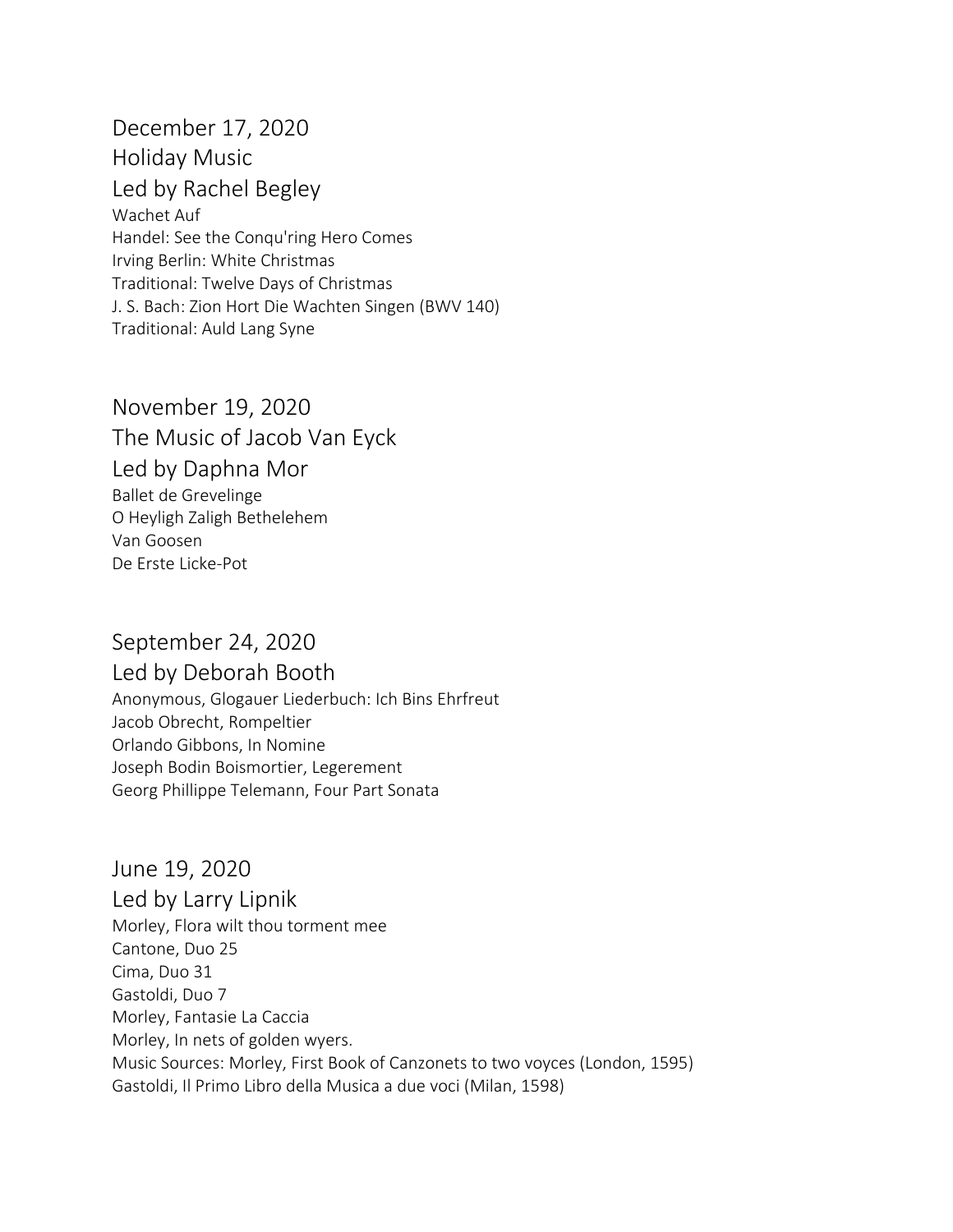## December 17, 2020
## Holiday Music
## Led by Rachel Begley

Wachet Auf
Handel: See the Conqu'ring Hero Comes
Irving Berlin: White Christmas
Traditional: Twelve Days of Christmas
J. S. Bach: Zion Hort Die Wachten Singen (BWV 140)
Traditional: Auld Lang Syne

## November 19, 2020
## The Music of Jacob Van Eyck
## Led by Daphna Mor

Ballet de Grevelinge
O Heyligh Zaligh Bethelehem
Van Goosen
De Erste Licke-Pot

## September 24, 2020
## Led by Deborah Booth

Anonymous, Glogauer Liederbuch: Ich Bins Ehrfreut
Jacob Obrecht, Rompeltier
Orlando Gibbons, In Nomine
Joseph Bodin Boismortier, Legerement
Georg Phillippe Telemann, Four Part Sonata

## June 19, 2020
## Led by Larry Lipnik

Morley, Flora wilt thou torment mee
Cantone, Duo 25
Cima, Duo 31
Gastoldi, Duo 7
Morley, Fantasie La Caccia
Morley, In nets of golden wyers.
Music Sources: Morley, First Book of Canzonets to two voyces (London, 1595)
Gastoldi, Il Primo Libro della Musica a due voci (Milan, 1598)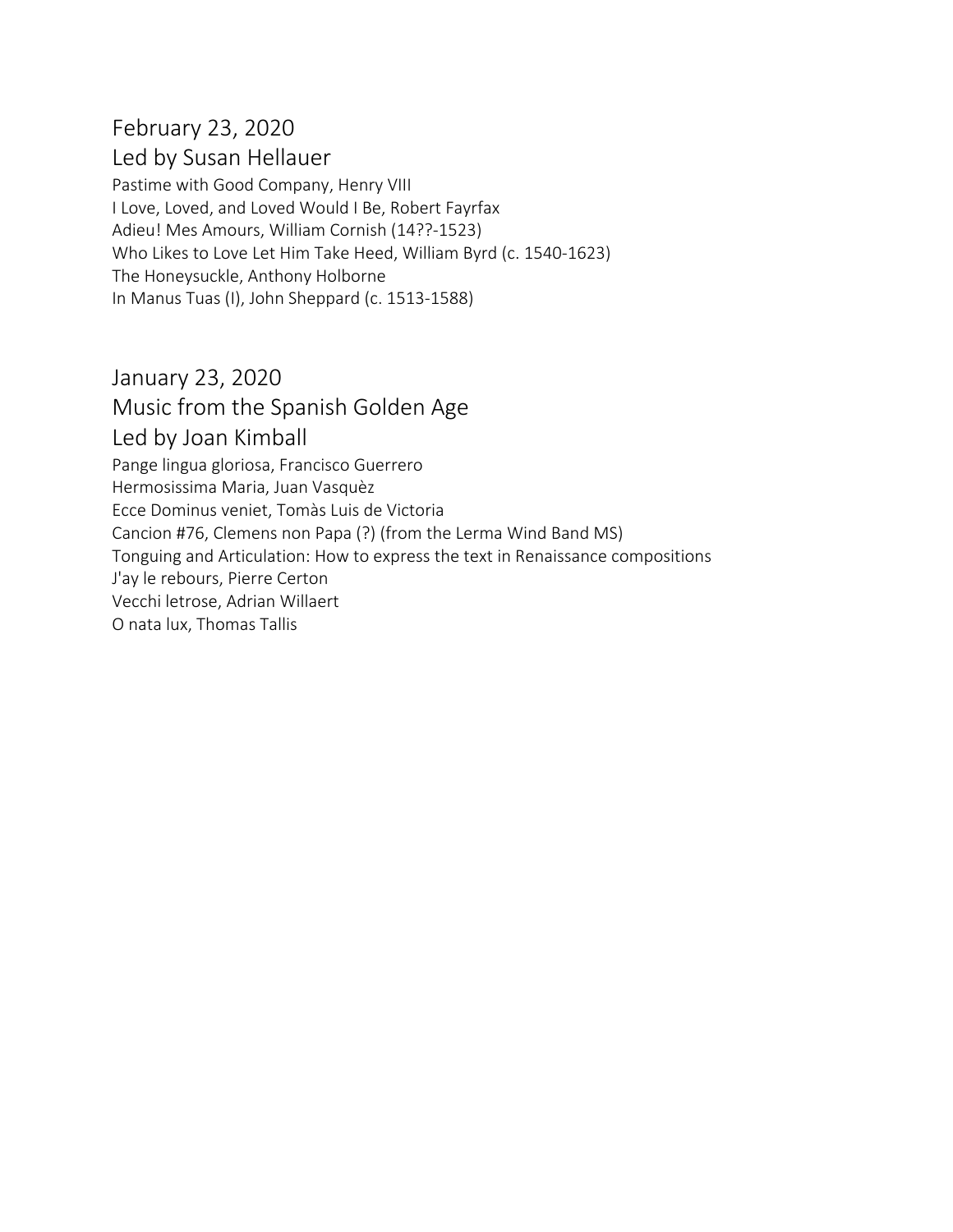## February 23, 2020

## Led by Susan Hellauer

Pastime with Good Company, Henry VIII
I Love, Loved, and Loved Would I Be, Robert Fayrfax
Adieu! Mes Amours, William Cornish (14??-1523)
Who Likes to Love Let Him Take Heed, William Byrd (c. 1540-1623)
The Honeysuckle, Anthony Holborne
In Manus Tuas (I), John Sheppard (c. 1513-1588)

## January 23, 2020

## Music from the Spanish Golden Age

## Led by Joan Kimball

Pange lingua gloriosa, Francisco Guerrero
Hermosissima Maria, Juan Vasquèz
Ecce Dominus veniet, Tomàs Luis de Victoria
Cancion #76, Clemens non Papa (?) (from the Lerma Wind Band MS)
Tonguing and Articulation: How to express the text in Renaissance compositions
J'ay le rebours, Pierre Certon
Vecchi letrose, Adrian Willaert
O nata lux, Thomas Tallis